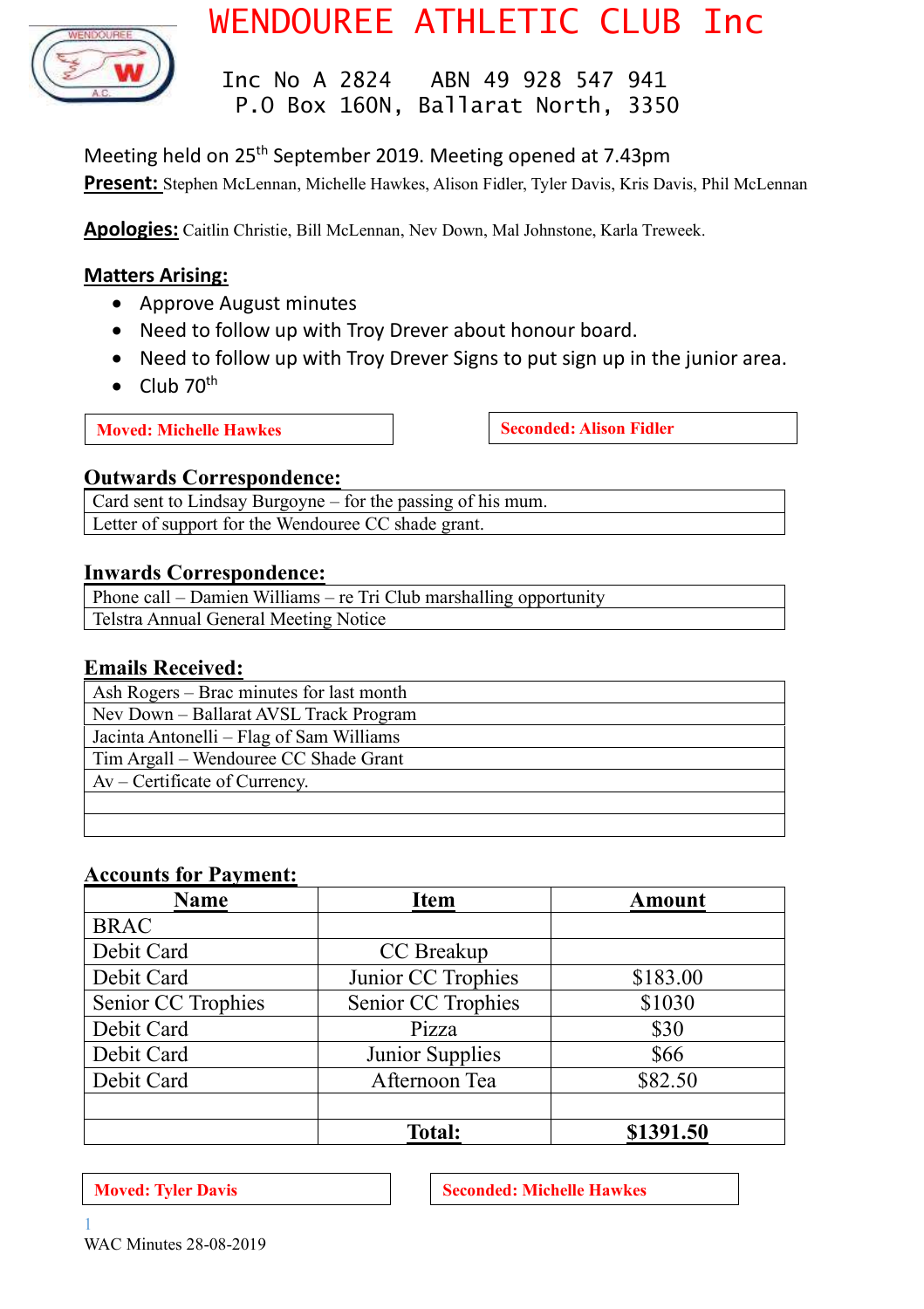# WENDOUREE ATHLETIC CLUB Inc

Inc No A 2824   ABN 49 928 547 941
P.O Box 160N, Ballarat North, 3350

Meeting held on 25th September 2019. Meeting opened at 7.43pm

**Present:** Stephen McLennan, Michelle Hawkes, Alison Fidler, Tyler Davis, Kris Davis, Phil McLennan

**Apologies:** Caitlin Christie, Bill McLennan, Nev Down, Mal Johnstone, Karla Treweek.

**Matters Arising:**

- Approve August minutes
- Need to follow up with Troy Drever about honour board.
- Need to follow up with Troy Drever Signs to put sign up in the junior area.
- Club 70th

**Moved: Michelle Hawkes** **Seconded: Alison Fidler**

**Outwards Correspondence:**

| |
|---|
| Card sent to Lindsay Burgoyne – for the passing of his mum. |
| Letter of support for the Wendouree CC shade grant. |

**Inwards Correspondence:**

| |
|---|
| Phone call – Damien Williams – re Tri Club marshalling opportunity |
| Telstra Annual General Meeting Notice |

**Emails Received:**

| |
|---|
| Ash Rogers – Brac minutes for last month |
| Nev Down – Ballarat AVSL Track Program |
| Jacinta Antonelli – Flag of Sam Williams |
| Tim Argall – Wendouree CC Shade Grant |
| Av – Certificate of Currency. |
| |
| |

**Accounts for Payment:**

| Name | Item | Amount |
|---|---|---|
| BRAC | | |
| Debit Card | CC Breakup | |
| Debit Card | Junior CC Trophies | $183.00 |
| Senior CC Trophies | Senior CC Trophies | $1030 |
| Debit Card | Pizza | $30 |
| Debit Card | Junior Supplies | $66 |
| Debit Card | Afternoon Tea | $82.50 |
| | | |
| | **Total:** | **$1391.50** |

**Moved: Tyler Davis** **Seconded: Michelle Hawkes**

WAC Minutes 28-08-2019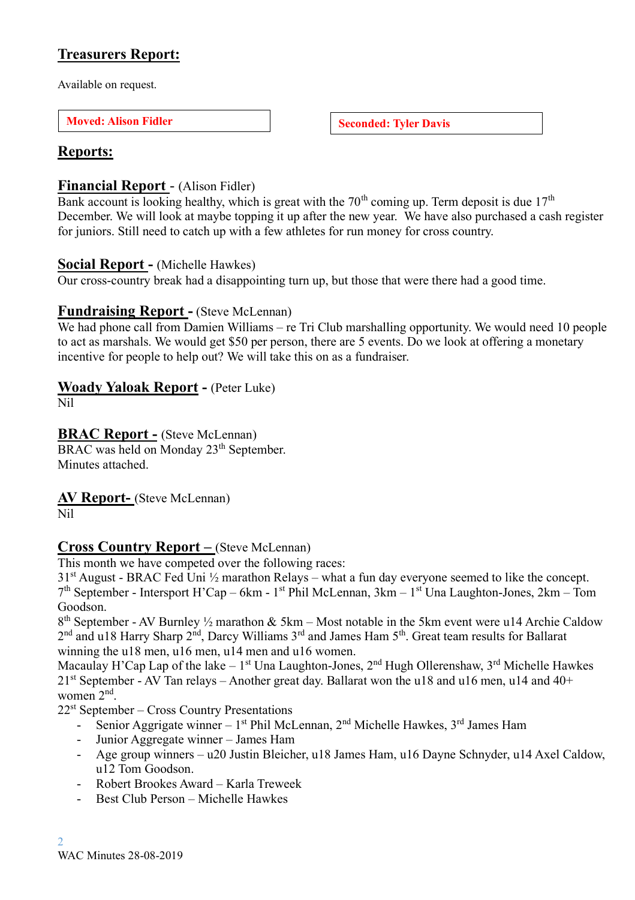## Treasurers Report:

Available on request.

**Moved: Alison Fidler**

**Seconded: Tyler Davis**

## Reports:

### Financial Report - (Alison Fidler)

Bank account is looking healthy, which is great with the 70th coming up. Term deposit is due 17th December. We will look at maybe topping it up after the new year. We have also purchased a cash register for juniors. Still need to catch up with a few athletes for run money for cross country.

### Social Report - (Michelle Hawkes)

Our cross-country break had a disappointing turn up, but those that were there had a good time.

### Fundraising Report - (Steve McLennan)

We had phone call from Damien Williams – re Tri Club marshalling opportunity. We would need 10 people to act as marshals. We would get $50 per person, there are 5 events. Do we look at offering a monetary incentive for people to help out? We will take this on as a fundraiser.

### Woady Yaloak Report - (Peter Luke)

Nil

### BRAC Report - (Steve McLennan)

BRAC was held on Monday 23rd September.
Minutes attached.

### AV Report- (Steve McLennan)

Nil

### Cross Country Report – (Steve McLennan)

This month we have competed over the following races:

31st August - BRAC Fed Uni ½ marathon Relays – what a fun day everyone seemed to like the concept.
7th September - Intersport H'Cap – 6km - 1st Phil McLennan, 3km – 1st Una Laughton-Jones, 2km – Tom Goodson.
8th September - AV Burnley ½ marathon & 5km – Most notable in the 5km event were u14 Archie Caldow 2nd and u18 Harry Sharp 2nd, Darcy Williams 3rd and James Ham 5th. Great team results for Ballarat winning the u18 men, u16 men, u14 men and u16 women.
Macaulay H'Cap Lap of the lake – 1st Una Laughton-Jones, 2nd Hugh Ollerenshaw, 3rd Michelle Hawkes
21st September - AV Tan relays – Another great day. Ballarat won the u18 and u16 men, u14 and 40+ women 2nd.
22st September – Cross Country Presentations

- Senior Aggregate winner – 1st Phil McLennan, 2nd Michelle Hawkes, 3rd James Ham
- Junior Aggregate winner – James Ham
- Age group winners – u20 Justin Bleicher, u18 James Ham, u16 Dayne Schnyder, u14 Axel Caldow, u12 Tom Goodson.
- Robert Brookes Award – Karla Treweek
- Best Club Person – Michelle Hawkes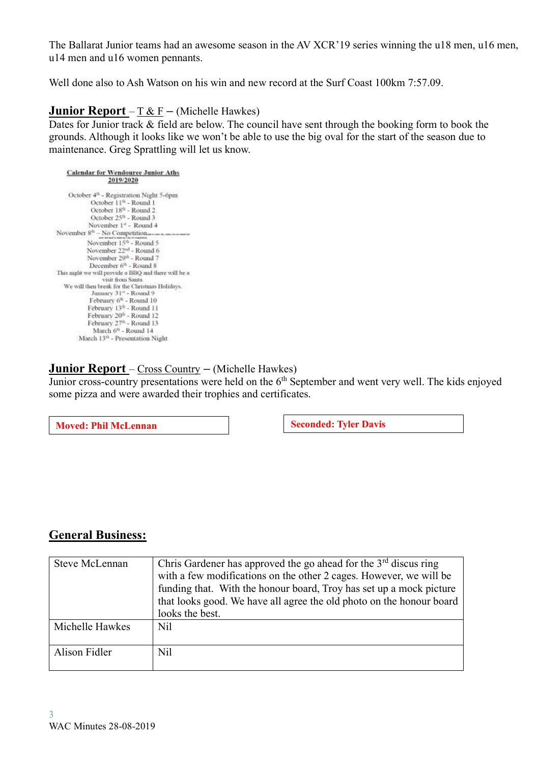The Ballarat Junior teams had an awesome season in the AV XCR'19 series winning the u18 men, u16 men, u14 men and u16 women pennants.

Well done also to Ash Watson on his win and new record at the Surf Coast 100km 7:57.09.

## Junior Report – T & F – (Michelle Hawkes)

Dates for Junior track & field are below. The council have sent through the booking form to book the grounds. Although it looks like we won't be able to use the big oval for the start of the season due to maintenance. Greg Sprattling will let us know.

**Calendar for Wendouree Junior Aths 2019/2020**

October 4th - Registration Night 5-6pm
October 11th - Round 1
October 18th - Round 2
October 25th - Round 3
November 1st - Round 4
November 8th – No Competition
November 15th - Round 5
November 22nd - Round 6
November 29th - Round 7
December 6th - Round 8
This night we will provide a BBQ and there will be a visit from Santa.
We will then break for the Christmas Holidays.
January 31st - Round 9
February 6th - Round 10
February 13th - Round 11
February 20th - Round 12
February 27th - Round 13
March 6th - Round 14
March 13th - Presentation Night

## Junior Report – Cross Country – (Michelle Hawkes)

Junior cross-country presentations were held on the 6th September and went very well. The kids enjoyed some pizza and were awarded their trophies and certificates.

| Moved: Phil McLennan | Seconded: Tyler Davis |
|---|---|

## General Business:

| | |
|---|---|
| Steve McLennan | Chris Gardener has approved the go ahead for the 3rd discus ring with a few modifications on the other 2 cages. However, we will be funding that. With the honour board, Troy has set up a mock picture that looks good. We have all agree the old photo on the honour board looks the best. |
| Michelle Hawkes | Nil |
| Alison Fidler | Nil |

WAC Minutes 28-08-2019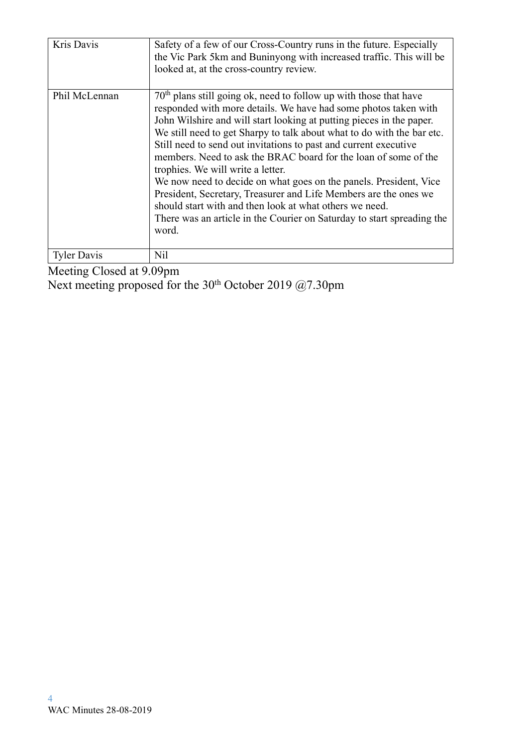| | |
|---|---|
| Kris Davis | Safety of a few of our Cross-Country runs in the future. Especially the Vic Park 5km and Buninyong with increased traffic. This will be looked at, at the cross-country review. |
| Phil McLennan | 70th plans still going ok, need to follow up with those that have responded with more details. We have had some photos taken with John Wilshire and will start looking at putting pieces in the paper. We still need to get Sharpy to talk about what to do with the bar etc. Still need to send out invitations to past and current executive members. Need to ask the BRAC board for the loan of some of the trophies. We will write a letter.<br>We now need to decide on what goes on the panels. President, Vice President, Secretary, Treasurer and Life Members are the ones we should start with and then look at what others we need.<br>There was an article in the Courier on Saturday to start spreading the word. |
| Tyler Davis | Nil |

Meeting Closed at 9.09pm

Next meeting proposed for the 30th October 2019 @7.30pm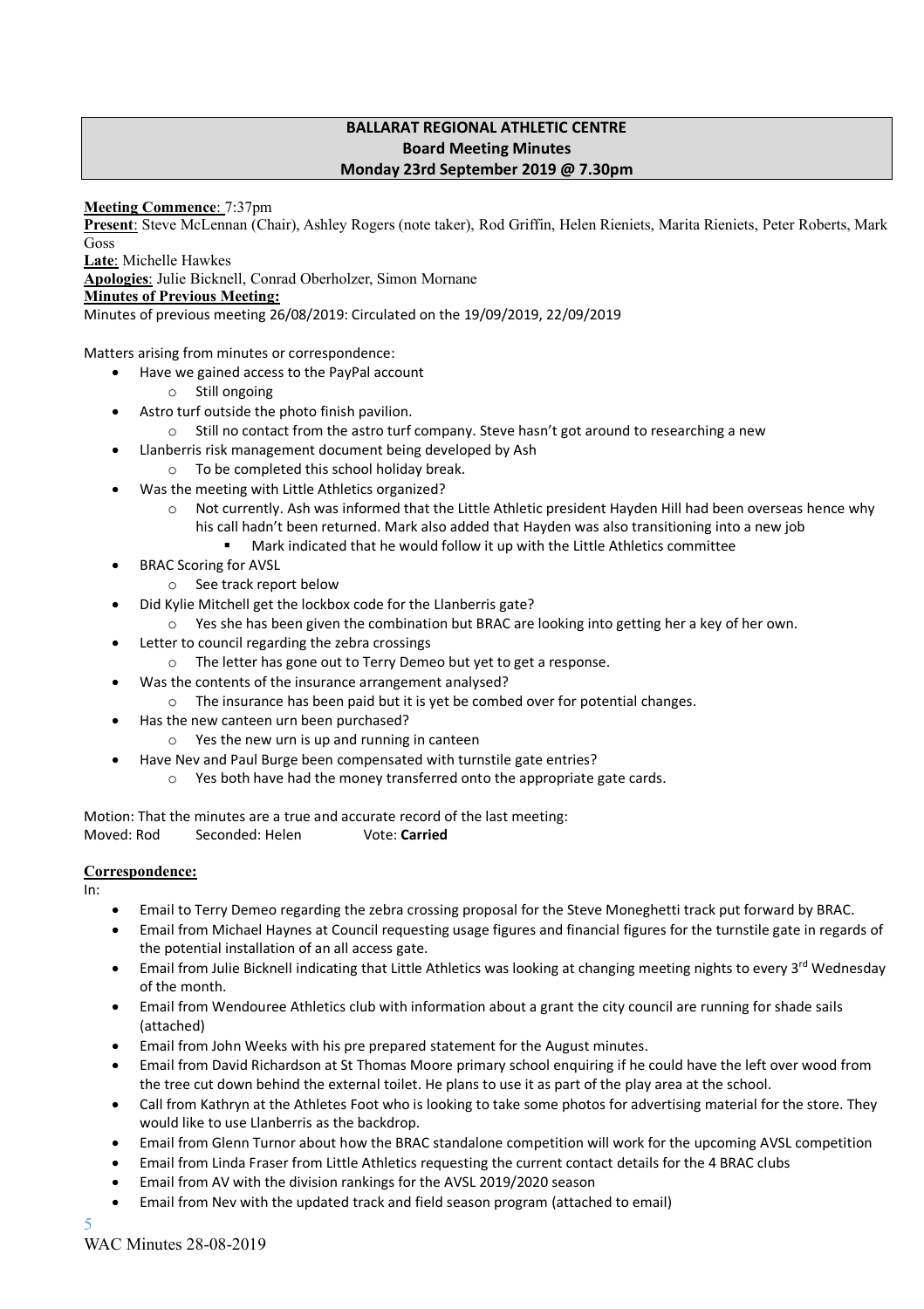**BALLARAT REGIONAL ATHLETIC CENTRE**
**Board Meeting Minutes**
**Monday 23rd September 2019 @ 7.30pm**

**Meeting Commence**: 7:37pm

**Present**: Steve McLennan (Chair), Ashley Rogers (note taker), Rod Griffin, Helen Rieniets, Marita Rieniets, Peter Roberts, Mark Goss

**Late**: Michelle Hawkes

**Apologies**: Julie Bicknell, Conrad Oberholzer, Simon Mornane

**Minutes of Previous Meeting:**

Minutes of previous meeting 26/08/2019: Circulated on the 19/09/2019, 22/09/2019

Matters arising from minutes or correspondence:

- Have we gained access to the PayPal account
  - Still ongoing
- Astro turf outside the photo finish pavilion.
  - Still no contact from the astro turf company. Steve hasn't got around to researching a new
- Llanberris risk management document being developed by Ash
  - To be completed this school holiday break.
- Was the meeting with Little Athletics organized?
  - Not currently. Ash was informed that the Little Athletic president Hayden Hill had been overseas hence why his call hadn't been returned. Mark also added that Hayden was also transitioning into a new job
    - Mark indicated that he would follow it up with the Little Athletics committee
- BRAC Scoring for AVSL
  - See track report below
- Did Kylie Mitchell get the lockbox code for the Llanberris gate?
  - Yes she has been given the combination but BRAC are looking into getting her a key of her own.
- Letter to council regarding the zebra crossings
  - The letter has gone out to Terry Demeo but yet to get a response.
- Was the contents of the insurance arrangement analysed?
  - The insurance has been paid but it is yet be combed over for potential changes.
- Has the new canteen urn been purchased?
  - Yes the new urn is up and running in canteen
- Have Nev and Paul Burge been compensated with turnstile gate entries?
  - Yes both have had the money transferred onto the appropriate gate cards.

Motion: That the minutes are a true and accurate record of the last meeting:

Moved: Rod Seconded: Helen Vote: **Carried**

**Correspondence:**

In:

- Email to Terry Demeo regarding the zebra crossing proposal for the Steve Moneghetti track put forward by BRAC.
- Email from Michael Haynes at Council requesting usage figures and financial figures for the turnstile gate in regards of the potential installation of an all access gate.
- Email from Julie Bicknell indicating that Little Athletics was looking at changing meeting nights to every 3rd Wednesday of the month.
- Email from Wendouree Athletics club with information about a grant the city council are running for shade sails (attached)
- Email from John Weeks with his pre prepared statement for the August minutes.
- Email from David Richardson at St Thomas Moore primary school enquiring if he could have the left over wood from the tree cut down behind the external toilet. He plans to use it as part of the play area at the school.
- Call from Kathryn at the Athletes Foot who is looking to take some photos for advertising material for the store. They would like to use Llanberris as the backdrop.
- Email from Glenn Turnor about how the BRAC standalone competition will work for the upcoming AVSL competition
- Email from Linda Fraser from Little Athletics requesting the current contact details for the 4 BRAC clubs
- Email from AV with the division rankings for the AVSL 2019/2020 season
- Email from Nev with the updated track and field season program (attached to email)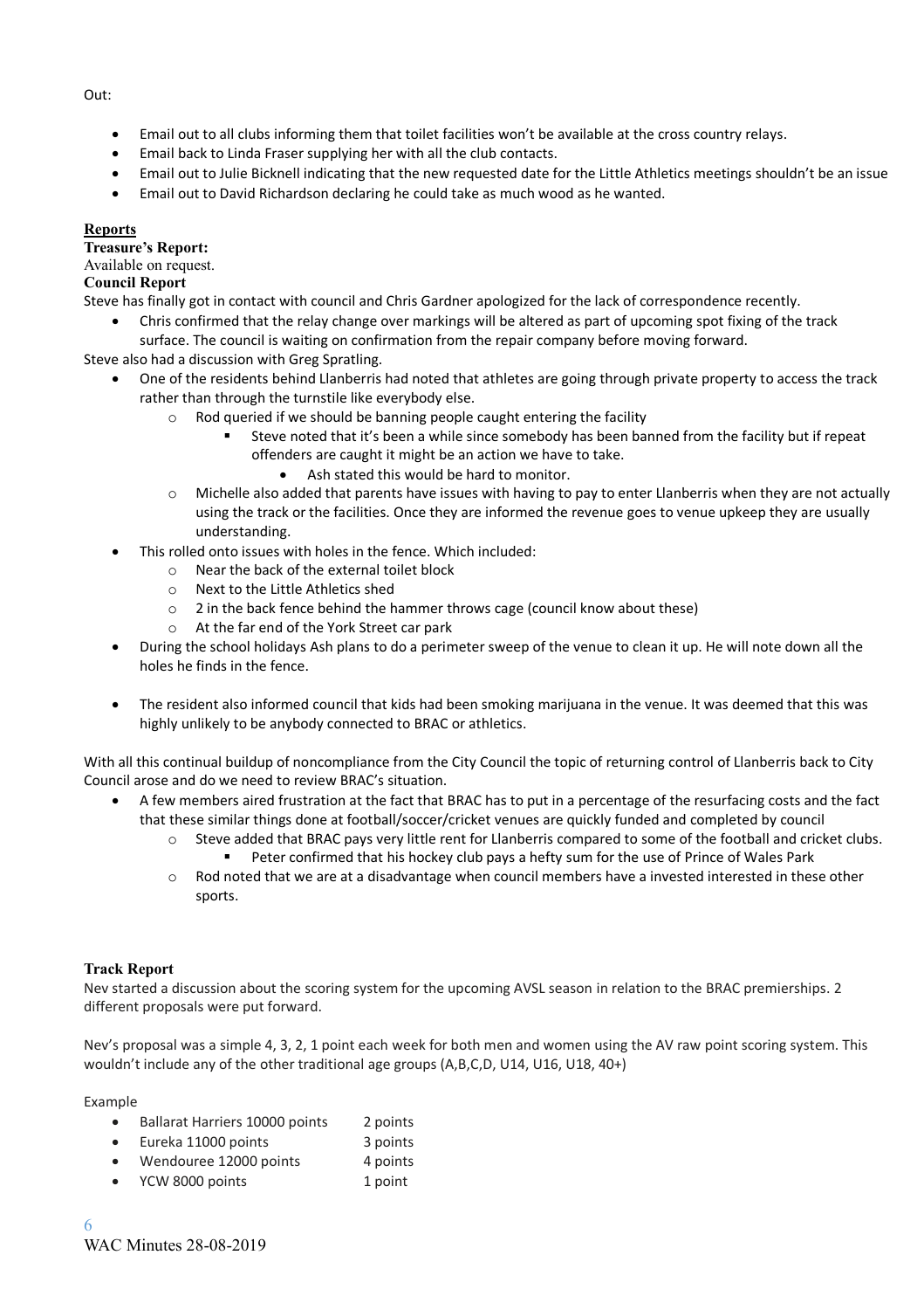Out:

- Email out to all clubs informing them that toilet facilities won't be available at the cross country relays.
- Email back to Linda Fraser supplying her with all the club contacts.
- Email out to Julie Bicknell indicating that the new requested date for the Little Athletics meetings shouldn't be an issue
- Email out to David Richardson declaring he could take as much wood as he wanted.

## Reports

**Treasure's Report:**

Available on request.

**Council Report**

Steve has finally got in contact with council and Chris Gardner apologized for the lack of correspondence recently.

- Chris confirmed that the relay change over markings will be altered as part of upcoming spot fixing of the track surface. The council is waiting on confirmation from the repair company before moving forward.

Steve also had a discussion with Greg Spratling.

- One of the residents behind Llanberris had noted that athletes are going through private property to access the track rather than through the turnstile like everybody else.
  - Rod queried if we should be banning people caught entering the facility
    - Steve noted that it's been a while since somebody has been banned from the facility but if repeat offenders are caught it might be an action we have to take.
      - Ash stated this would be hard to monitor.
  - Michelle also added that parents have issues with having to pay to enter Llanberris when they are not actually using the track or the facilities. Once they are informed the revenue goes to venue upkeep they are usually understanding.
- This rolled onto issues with holes in the fence. Which included:
  - Near the back of the external toilet block
  - Next to the Little Athletics shed
  - 2 in the back fence behind the hammer throws cage (council know about these)
  - At the far end of the York Street car park
- During the school holidays Ash plans to do a perimeter sweep of the venue to clean it up. He will note down all the holes he finds in the fence.
- The resident also informed council that kids had been smoking marijuana in the venue. It was deemed that this was highly unlikely to be anybody connected to BRAC or athletics.

With all this continual buildup of noncompliance from the City Council the topic of returning control of Llanberris back to City Council arose and do we need to review BRAC's situation.

- A few members aired frustration at the fact that BRAC has to put in a percentage of the resurfacing costs and the fact that these similar things done at football/soccer/cricket venues are quickly funded and completed by council
  - Steve added that BRAC pays very little rent for Llanberris compared to some of the football and cricket clubs.
    - Peter confirmed that his hockey club pays a hefty sum for the use of Prince of Wales Park
  - Rod noted that we are at a disadvantage when council members have a invested interested in these other sports.

**Track Report**

Nev started a discussion about the scoring system for the upcoming AVSL season in relation to the BRAC premierships. 2 different proposals were put forward.

Nev's proposal was a simple 4, 3, 2, 1 point each week for both men and women using the AV raw point scoring system. This wouldn't include any of the other traditional age groups (A,B,C,D, U14, U16, U18, 40+)

Example

- Ballarat Harriers 10000 points — 2 points
- Eureka 11000 points — 3 points
- Wendouree 12000 points — 4 points
- YCW 8000 points — 1 point

WAC Minutes 28-08-2019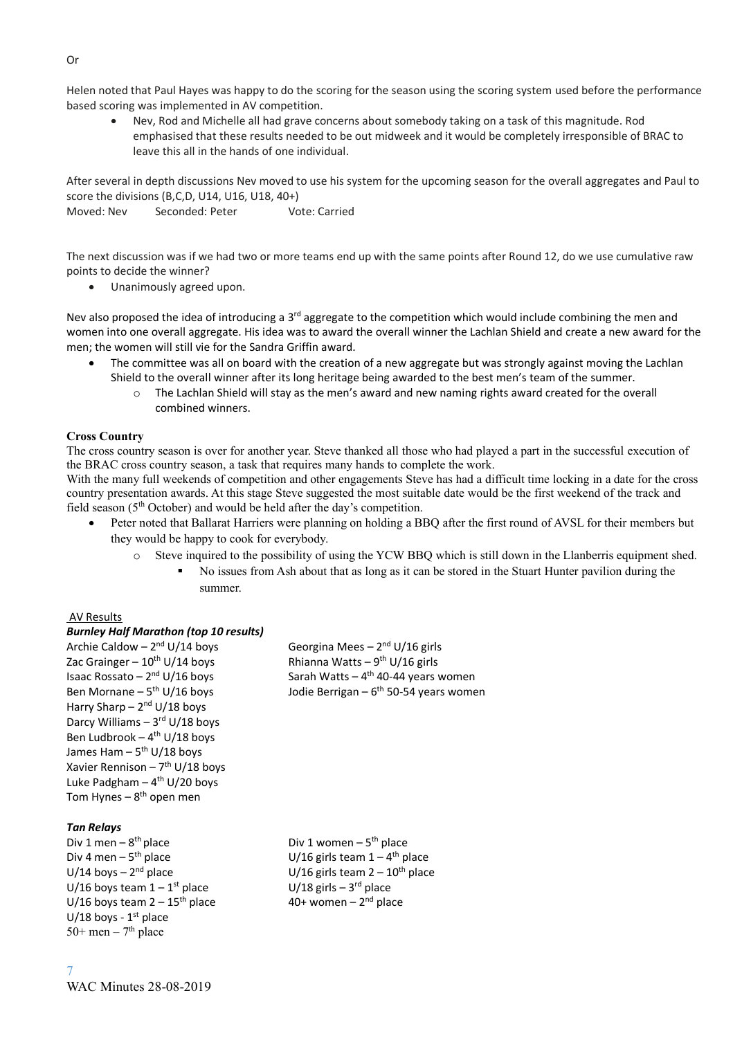Or

Helen noted that Paul Hayes was happy to do the scoring for the season using the scoring system used before the performance based scoring was implemented in AV competition.

- Nev, Rod and Michelle all had grave concerns about somebody taking on a task of this magnitude. Rod emphasised that these results needed to be out midweek and it would be completely irresponsible of BRAC to leave this all in the hands of one individual.

After several in depth discussions Nev moved to use his system for the upcoming season for the overall aggregates and Paul to score the divisions (B,C,D, U14, U16, U18, 40+)

Moved: Nev Seconded: Peter Vote: Carried

The next discussion was if we had two or more teams end up with the same points after Round 12, do we use cumulative raw points to decide the winner?

- Unanimously agreed upon.

Nev also proposed the idea of introducing a 3rd aggregate to the competition which would include combining the men and women into one overall aggregate. His idea was to award the overall winner the Lachlan Shield and create a new award for the men; the women will still vie for the Sandra Griffin award.

- The committee was all on board with the creation of a new aggregate but was strongly against moving the Lachlan Shield to the overall winner after its long heritage being awarded to the best men's team of the summer.
  - The Lachlan Shield will stay as the men's award and new naming rights award created for the overall combined winners.

**Cross Country**

The cross country season is over for another year. Steve thanked all those who had played a part in the successful execution of the BRAC cross country season, a task that requires many hands to complete the work.

With the many full weekends of competition and other engagements Steve has had a difficult time locking in a date for the cross country presentation awards. At this stage Steve suggested the most suitable date would be the first weekend of the track and field season (5th October) and would be held after the day's competition.

- Peter noted that Ballarat Harriers were planning on holding a BBQ after the first round of AVSL for their members but they would be happy to cook for everybody.
  - Steve inquired to the possibility of using the YCW BBQ which is still down in the Llanberris equipment shed.
    - No issues from Ash about that as long as it can be stored in the Stuart Hunter pavilion during the summer.

AV Results

***Burnley Half Marathon (top 10 results)***

Archie Caldow – 2nd U/14 boys
Zac Grainger – 10th U/14 boys
Isaac Rossato – 2nd U/16 boys
Ben Mornane – 5th U/16 boys
Harry Sharp – 2nd U/18 boys
Darcy Williams – 3rd U/18 boys
Ben Ludbrook – 4th U/18 boys
James Ham – 5th U/18 boys
Xavier Rennison – 7th U/18 boys
Luke Padgham – 4th U/20 boys
Tom Hynes – 8th open men

Georgina Mees – 2nd U/16 girls
Rhianna Watts – 9th U/16 girls
Sarah Watts – 4th 40-44 years women
Jodie Berrigan – 6th 50-54 years women

***Tan Relays***

Div 1 men – 8th place
Div 4 men – 5th place
U/14 boys – 2nd place
U/16 boys team 1 – 1st place
U/16 boys team 2 – 15th place
U/18 boys - 1st place
50+ men – 7th place

Div 1 women – 5th place
U/16 girls team 1 – 4th place
U/16 girls team 2 – 10th place
U/18 girls – 3rd place
40+ women – 2nd place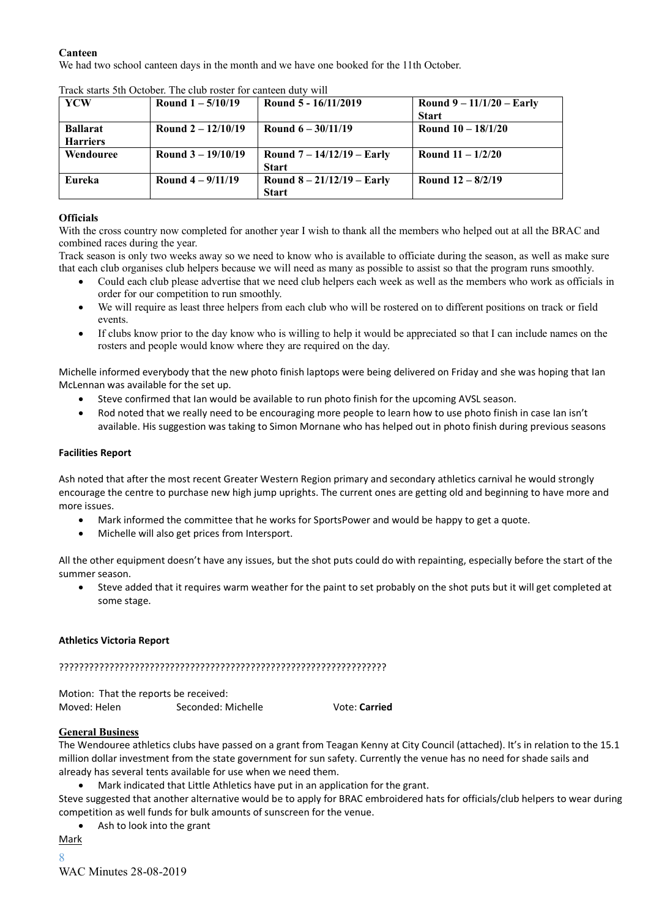**Canteen**

We had two school canteen days in the month and we have one booked for the 11th October.

Track starts 5th October. The club roster for canteen duty will

| YCW | Round 1 – 5/10/19 | Round 5 - 16/11/2019 | Round 9 – 11/1/20 – Early Start |
|---|---|---|---|
| Ballarat Harriers | Round 2 – 12/10/19 | Round 6 – 30/11/19 | Round 10 – 18/1/20 |
| Wendouree | Round 3 – 19/10/19 | Round 7 – 14/12/19 – Early Start | Round 11 – 1/2/20 |
| Eureka | Round 4 – 9/11/19 | Round 8 – 21/12/19 – Early Start | Round 12 – 8/2/19 |

**Officials**

With the cross country now completed for another year I wish to thank all the members who helped out at all the BRAC and combined races during the year.

Track season is only two weeks away so we need to know who is available to officiate during the season, as well as make sure that each club organises club helpers because we will need as many as possible to assist so that the program runs smoothly.

- Could each club please advertise that we need club helpers each week as well as the members who work as officials in order for our competition to run smoothly.
- We will require as least three helpers from each club who will be rostered on to different positions on track or field events.
- If clubs know prior to the day know who is willing to help it would be appreciated so that I can include names on the rosters and people would know where they are required on the day.

Michelle informed everybody that the new photo finish laptops were being delivered on Friday and she was hoping that Ian McLennan was available for the set up.

- Steve confirmed that Ian would be available to run photo finish for the upcoming AVSL season.
- Rod noted that we really need to be encouraging more people to learn how to use photo finish in case Ian isn't available. His suggestion was taking to Simon Mornane who has helped out in photo finish during previous seasons

**Facilities Report**

Ash noted that after the most recent Greater Western Region primary and secondary athletics carnival he would strongly encourage the centre to purchase new high jump uprights. The current ones are getting old and beginning to have more and more issues.

- Mark informed the committee that he works for SportsPower and would be happy to get a quote.
- Michelle will also get prices from Intersport.

All the other equipment doesn't have any issues, but the shot puts could do with repainting, especially before the start of the summer season.

- Steve added that it requires warm weather for the paint to set probably on the shot puts but it will get completed at some stage.

**Athletics Victoria Report**

????????????????????????????????????????????????????????????????

Motion: That the reports be received:
Moved: Helen Seconded: Michelle Vote: **Carried**

**General Business**

The Wendouree athletics clubs have passed on a grant from Teagan Kenny at City Council (attached). It's in relation to the 15.1 million dollar investment from the state government for sun safety. Currently the venue has no need for shade sails and already has several tents available for use when we need them.

- Mark indicated that Little Athletics have put in an application for the grant.

Steve suggested that another alternative would be to apply for BRAC embroidered hats for officials/club helpers to wear during competition as well funds for bulk amounts of sunscreen for the venue.

- Ash to look into the grant

Mark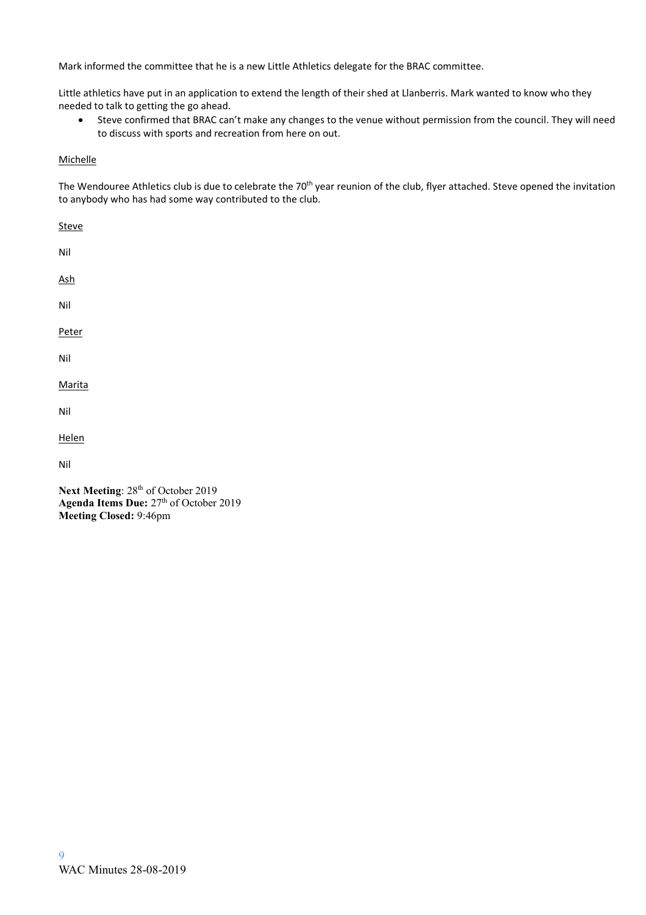Mark informed the committee that he is a new Little Athletics delegate for the BRAC committee.

Little athletics have put in an application to extend the length of their shed at Llanberris. Mark wanted to know who they needed to talk to getting the go ahead.

- Steve confirmed that BRAC can't make any changes to the venue without permission from the council. They will need to discuss with sports and recreation from here on out.

Michelle

The Wendouree Athletics club is due to celebrate the 70th year reunion of the club, flyer attached. Steve opened the invitation to anybody who has had some way contributed to the club.

Steve

Nil

Ash

Nil

Peter

Nil

Marita

Nil

Helen

Nil

**Next Meeting**: 28th of October 2019
**Agenda Items Due:** 27th of October 2019
**Meeting Closed:** 9:46pm